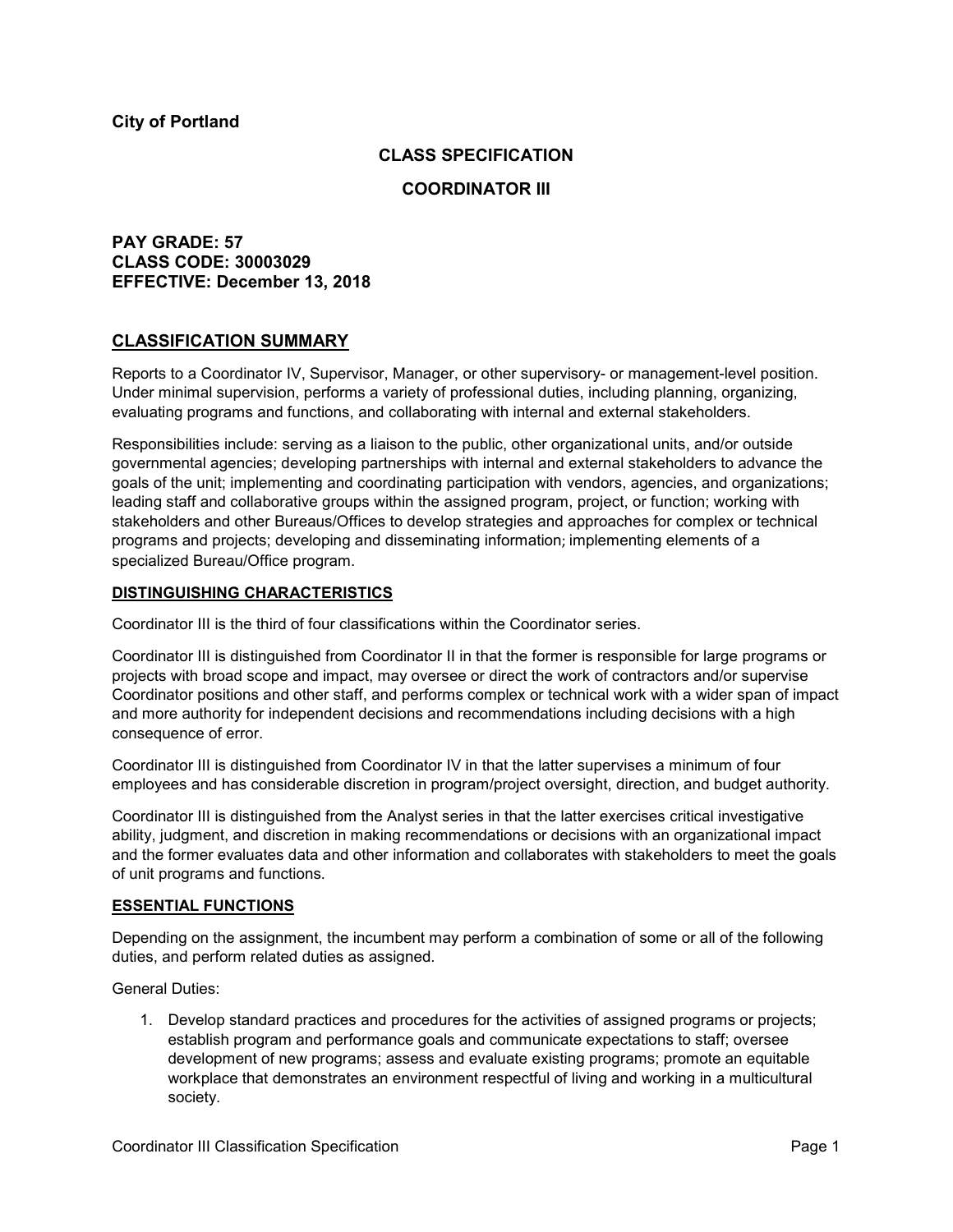**City of Portland**

## CLASS SPECIFICATION

## COORDINATOR III

**PAY GRADE: 57**
**CLASS CODE: 30003029**
**EFFECTIVE: December 13, 2018**

## CLASSIFICATION SUMMARY

Reports to a Coordinator IV, Supervisor, Manager, or other supervisory- or management-level position. Under minimal supervision, performs a variety of professional duties, including planning, organizing, evaluating programs and functions, and collaborating with internal and external stakeholders.

Responsibilities include: serving as a liaison to the public, other organizational units, and/or outside governmental agencies; developing partnerships with internal and external stakeholders to advance the goals of the unit; implementing and coordinating participation with vendors, agencies, and organizations; leading staff and collaborative groups within the assigned program, project, or function; working with stakeholders and other Bureaus/Offices to develop strategies and approaches for complex or technical programs and projects; developing and disseminating information; implementing elements of a specialized Bureau/Office program.

### DISTINGUISHING CHARACTERISTICS

Coordinator III is the third of four classifications within the Coordinator series.

Coordinator III is distinguished from Coordinator II in that the former is responsible for large programs or projects with broad scope and impact, may oversee or direct the work of contractors and/or supervise Coordinator positions and other staff, and performs complex or technical work with a wider span of impact and more authority for independent decisions and recommendations including decisions with a high consequence of error.

Coordinator III is distinguished from Coordinator IV in that the latter supervises a minimum of four employees and has considerable discretion in program/project oversight, direction, and budget authority.

Coordinator III is distinguished from the Analyst series in that the latter exercises critical investigative ability, judgment, and discretion in making recommendations or decisions with an organizational impact and the former evaluates data and other information and collaborates with stakeholders to meet the goals of unit programs and functions.

### ESSENTIAL FUNCTIONS

Depending on the assignment, the incumbent may perform a combination of some or all of the following duties, and perform related duties as assigned.

General Duties:

1. Develop standard practices and procedures for the activities of assigned programs or projects; establish program and performance goals and communicate expectations to staff; oversee development of new programs; assess and evaluate existing programs; promote an equitable workplace that demonstrates an environment respectful of living and working in a multicultural society.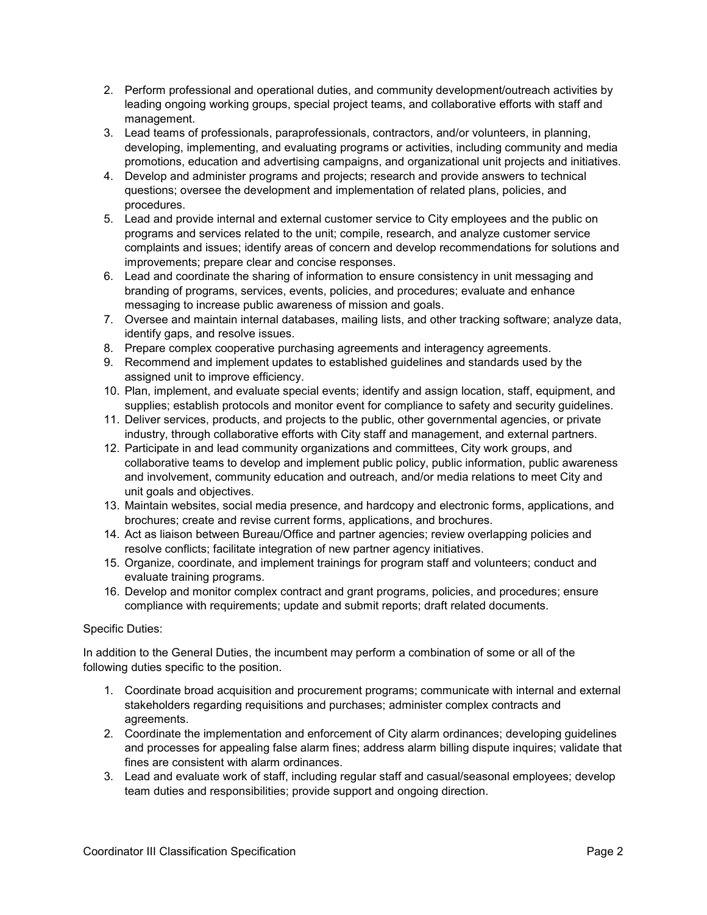2. Perform professional and operational duties, and community development/outreach activities by leading ongoing working groups, special project teams, and collaborative efforts with staff and management.
3. Lead teams of professionals, paraprofessionals, contractors, and/or volunteers, in planning, developing, implementing, and evaluating programs or activities, including community and media promotions, education and advertising campaigns, and organizational unit projects and initiatives.
4. Develop and administer programs and projects; research and provide answers to technical questions; oversee the development and implementation of related plans, policies, and procedures.
5. Lead and provide internal and external customer service to City employees and the public on programs and services related to the unit; compile, research, and analyze customer service complaints and issues; identify areas of concern and develop recommendations for solutions and improvements; prepare clear and concise responses.
6. Lead and coordinate the sharing of information to ensure consistency in unit messaging and branding of programs, services, events, policies, and procedures; evaluate and enhance messaging to increase public awareness of mission and goals.
7. Oversee and maintain internal databases, mailing lists, and other tracking software; analyze data, identify gaps, and resolve issues.
8. Prepare complex cooperative purchasing agreements and interagency agreements.
9. Recommend and implement updates to established guidelines and standards used by the assigned unit to improve efficiency.
10. Plan, implement, and evaluate special events; identify and assign location, staff, equipment, and supplies; establish protocols and monitor event for compliance to safety and security guidelines.
11. Deliver services, products, and projects to the public, other governmental agencies, or private industry, through collaborative efforts with City staff and management, and external partners.
12. Participate in and lead community organizations and committees, City work groups, and collaborative teams to develop and implement public policy, public information, public awareness and involvement, community education and outreach, and/or media relations to meet City and unit goals and objectives.
13. Maintain websites, social media presence, and hardcopy and electronic forms, applications, and brochures; create and revise current forms, applications, and brochures.
14. Act as liaison between Bureau/Office and partner agencies; review overlapping policies and resolve conflicts; facilitate integration of new partner agency initiatives.
15. Organize, coordinate, and implement trainings for program staff and volunteers; conduct and evaluate training programs.
16. Develop and monitor complex contract and grant programs, policies, and procedures; ensure compliance with requirements; update and submit reports; draft related documents.

Specific Duties:

In addition to the General Duties, the incumbent may perform a combination of some or all of the following duties specific to the position.

1. Coordinate broad acquisition and procurement programs; communicate with internal and external stakeholders regarding requisitions and purchases; administer complex contracts and agreements.
2. Coordinate the implementation and enforcement of City alarm ordinances; developing guidelines and processes for appealing false alarm fines; address alarm billing dispute inquires; validate that fines are consistent with alarm ordinances.
3. Lead and evaluate work of staff, including regular staff and casual/seasonal employees; develop team duties and responsibilities; provide support and ongoing direction.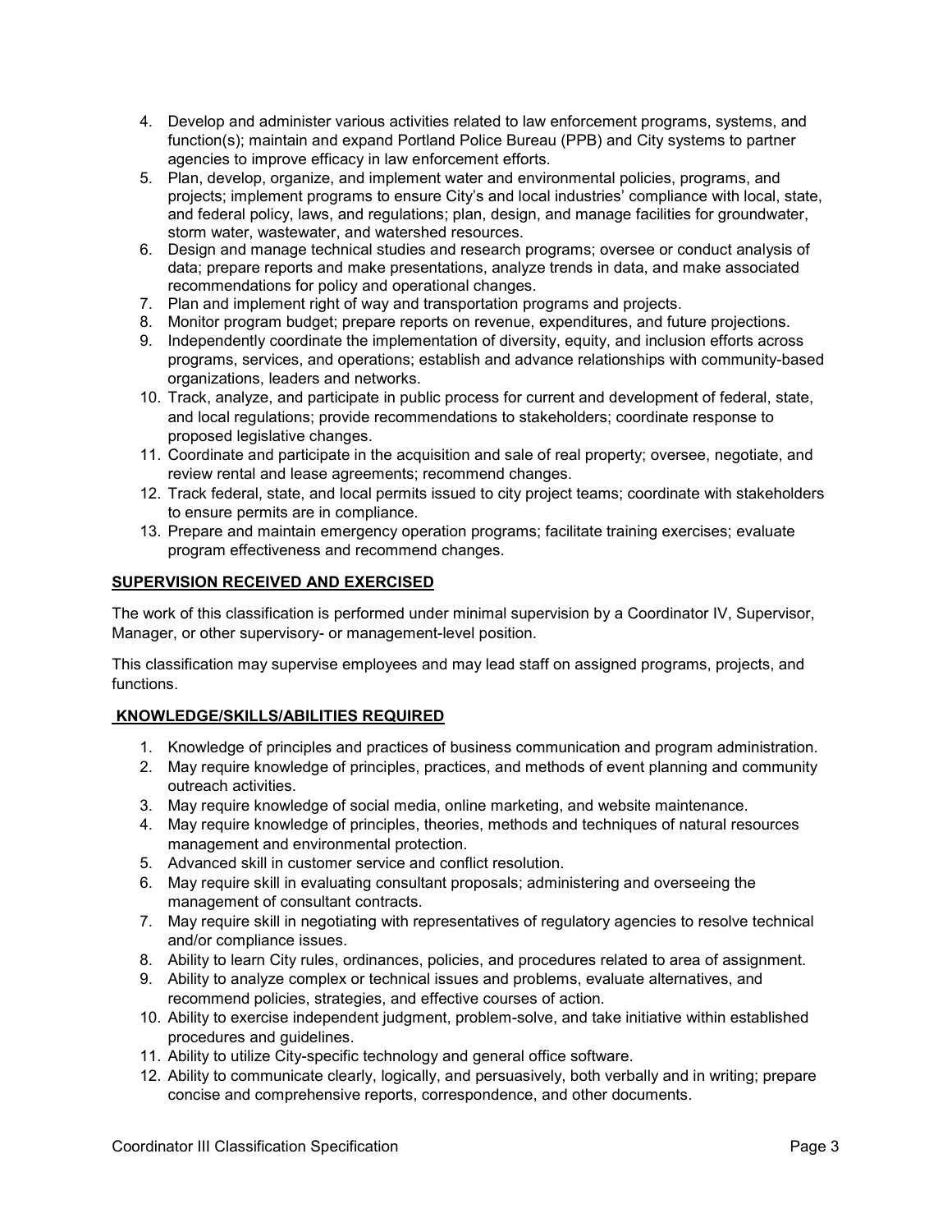4. Develop and administer various activities related to law enforcement programs, systems, and function(s); maintain and expand Portland Police Bureau (PPB) and City systems to partner agencies to improve efficacy in law enforcement efforts.
5. Plan, develop, organize, and implement water and environmental policies, programs, and projects; implement programs to ensure City's and local industries' compliance with local, state, and federal policy, laws, and regulations; plan, design, and manage facilities for groundwater, storm water, wastewater, and watershed resources.
6. Design and manage technical studies and research programs; oversee or conduct analysis of data; prepare reports and make presentations, analyze trends in data, and make associated recommendations for policy and operational changes.
7. Plan and implement right of way and transportation programs and projects.
8. Monitor program budget; prepare reports on revenue, expenditures, and future projections.
9. Independently coordinate the implementation of diversity, equity, and inclusion efforts across programs, services, and operations; establish and advance relationships with community-based organizations, leaders and networks.
10. Track, analyze, and participate in public process for current and development of federal, state, and local regulations; provide recommendations to stakeholders; coordinate response to proposed legislative changes.
11. Coordinate and participate in the acquisition and sale of real property; oversee, negotiate, and review rental and lease agreements; recommend changes.
12. Track federal, state, and local permits issued to city project teams; coordinate with stakeholders to ensure permits are in compliance.
13. Prepare and maintain emergency operation programs; facilitate training exercises; evaluate program effectiveness and recommend changes.

## SUPERVISION RECEIVED AND EXERCISED

The work of this classification is performed under minimal supervision by a Coordinator IV, Supervisor, Manager, or other supervisory- or management-level position.

This classification may supervise employees and may lead staff on assigned programs, projects, and functions.

## KNOWLEDGE/SKILLS/ABILITIES REQUIRED

1. Knowledge of principles and practices of business communication and program administration.
2. May require knowledge of principles, practices, and methods of event planning and community outreach activities.
3. May require knowledge of social media, online marketing, and website maintenance.
4. May require knowledge of principles, theories, methods and techniques of natural resources management and environmental protection.
5. Advanced skill in customer service and conflict resolution.
6. May require skill in evaluating consultant proposals; administering and overseeing the management of consultant contracts.
7. May require skill in negotiating with representatives of regulatory agencies to resolve technical and/or compliance issues.
8. Ability to learn City rules, ordinances, policies, and procedures related to area of assignment.
9. Ability to analyze complex or technical issues and problems, evaluate alternatives, and recommend policies, strategies, and effective courses of action.
10. Ability to exercise independent judgment, problem-solve, and take initiative within established procedures and guidelines.
11. Ability to utilize City-specific technology and general office software.
12. Ability to communicate clearly, logically, and persuasively, both verbally and in writing; prepare concise and comprehensive reports, correspondence, and other documents.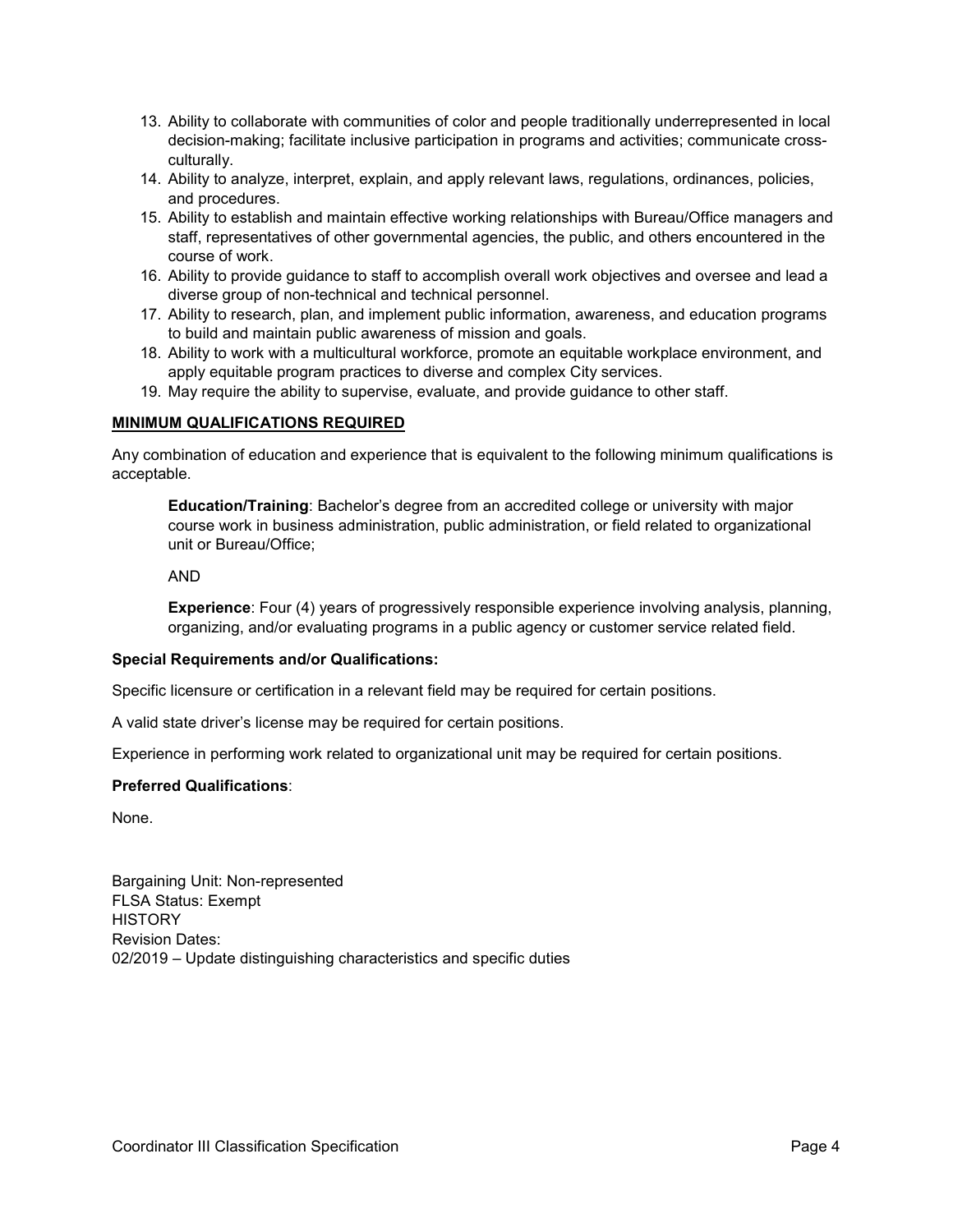13. Ability to collaborate with communities of color and people traditionally underrepresented in local decision-making; facilitate inclusive participation in programs and activities; communicate cross-culturally.
14. Ability to analyze, interpret, explain, and apply relevant laws, regulations, ordinances, policies, and procedures.
15. Ability to establish and maintain effective working relationships with Bureau/Office managers and staff, representatives of other governmental agencies, the public, and others encountered in the course of work.
16. Ability to provide guidance to staff to accomplish overall work objectives and oversee and lead a diverse group of non-technical and technical personnel.
17. Ability to research, plan, and implement public information, awareness, and education programs to build and maintain public awareness of mission and goals.
18. Ability to work with a multicultural workforce, promote an equitable workplace environment, and apply equitable program practices to diverse and complex City services.
19. May require the ability to supervise, evaluate, and provide guidance to other staff.

## MINIMUM QUALIFICATIONS REQUIRED

Any combination of education and experience that is equivalent to the following minimum qualifications is acceptable.

**Education/Training**: Bachelor's degree from an accredited college or university with major course work in business administration, public administration, or field related to organizational unit or Bureau/Office;

AND

**Experience**: Four (4) years of progressively responsible experience involving analysis, planning, organizing, and/or evaluating programs in a public agency or customer service related field.

### Special Requirements and/or Qualifications:

Specific licensure or certification in a relevant field may be required for certain positions.

A valid state driver's license may be required for certain positions.

Experience in performing work related to organizational unit may be required for certain positions.

### Preferred Qualifications:

None.

Bargaining Unit: Non-represented
FLSA Status: Exempt
HISTORY
Revision Dates:
02/2019 – Update distinguishing characteristics and specific duties